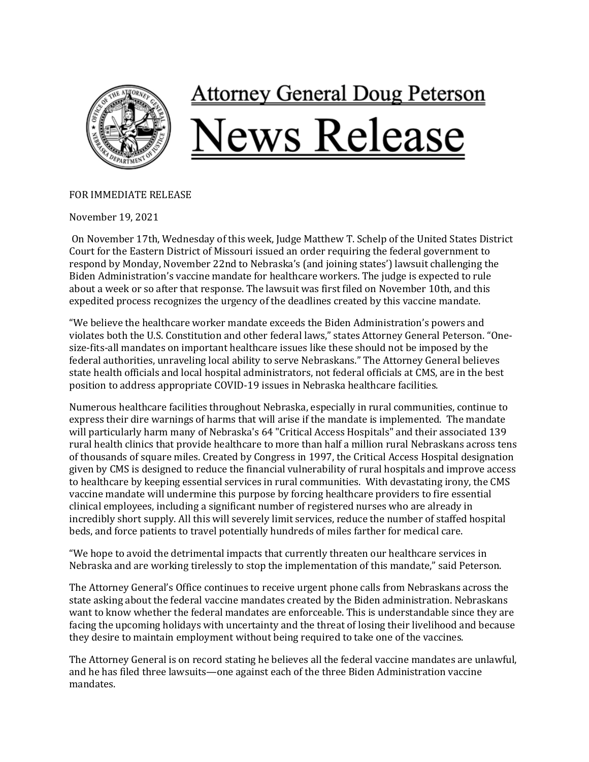# Attorney General Doug Peterson

# News Release

FOR IMMEDIATE RELEASE

November 19, 2021

On November 17th, Wednesday of this week, Judge Matthew T. Schelp of the United States District Court for the Eastern District of Missouri issued an order requiring the federal government to respond by Monday, November 22nd to Nebraska's (and joining states') lawsuit challenging the Biden Administration's vaccine mandate for healthcare workers. The judge is expected to rule about a week or so after that response. The lawsuit was first filed on November 10th, and this expedited process recognizes the urgency of the deadlines created by this vaccine mandate.

"We believe the healthcare worker mandate exceeds the Biden Administration's powers and violates both the U.S. Constitution and other federal laws," states Attorney General Peterson. "One-size-fits-all mandates on important healthcare issues like these should not be imposed by the federal authorities, unraveling local ability to serve Nebraskans." The Attorney General believes state health officials and local hospital administrators, not federal officials at CMS, are in the best position to address appropriate COVID-19 issues in Nebraska healthcare facilities.

Numerous healthcare facilities throughout Nebraska, especially in rural communities, continue to express their dire warnings of harms that will arise if the mandate is implemented. The mandate will particularly harm many of Nebraska's 64 "Critical Access Hospitals" and their associated 139 rural health clinics that provide healthcare to more than half a million rural Nebraskans across tens of thousands of square miles. Created by Congress in 1997, the Critical Access Hospital designation given by CMS is designed to reduce the financial vulnerability of rural hospitals and improve access to healthcare by keeping essential services in rural communities. With devastating irony, the CMS vaccine mandate will undermine this purpose by forcing healthcare providers to fire essential clinical employees, including a significant number of registered nurses who are already in incredibly short supply. All this will severely limit services, reduce the number of staffed hospital beds, and force patients to travel potentially hundreds of miles farther for medical care.

"We hope to avoid the detrimental impacts that currently threaten our healthcare services in Nebraska and are working tirelessly to stop the implementation of this mandate," said Peterson.

The Attorney General's Office continues to receive urgent phone calls from Nebraskans across the state asking about the federal vaccine mandates created by the Biden administration. Nebraskans want to know whether the federal mandates are enforceable. This is understandable since they are facing the upcoming holidays with uncertainty and the threat of losing their livelihood and because they desire to maintain employment without being required to take one of the vaccines.

The Attorney General is on record stating he believes all the federal vaccine mandates are unlawful, and he has filed three lawsuits—one against each of the three Biden Administration vaccine mandates.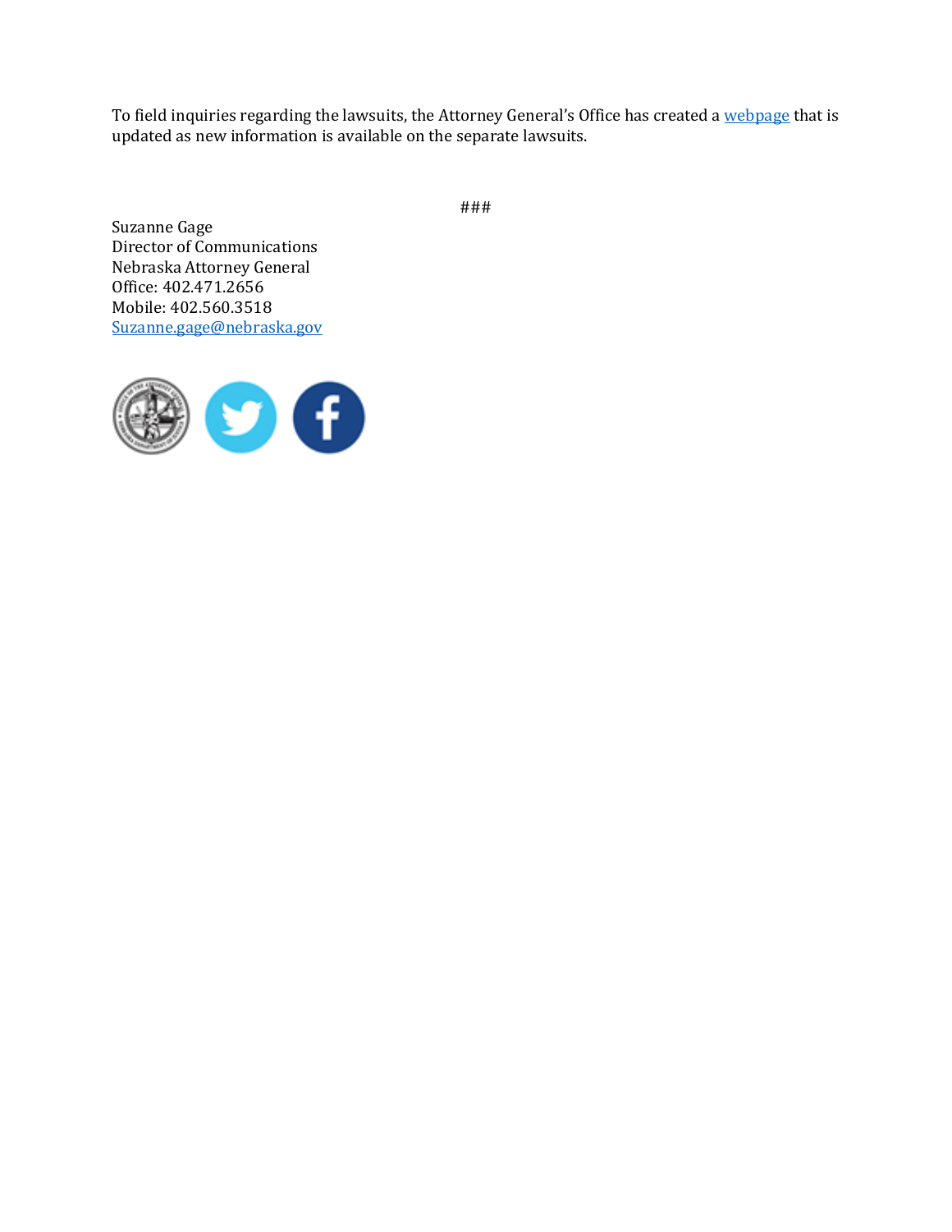To field inquiries regarding the lawsuits, the Attorney General's Office has created a webpage that is updated as new information is available on the separate lawsuits.

###

Suzanne Gage
Director of Communications
Nebraska Attorney General
Office: 402.471.2656
Mobile: 402.560.3518
Suzanne.gage@nebraska.gov